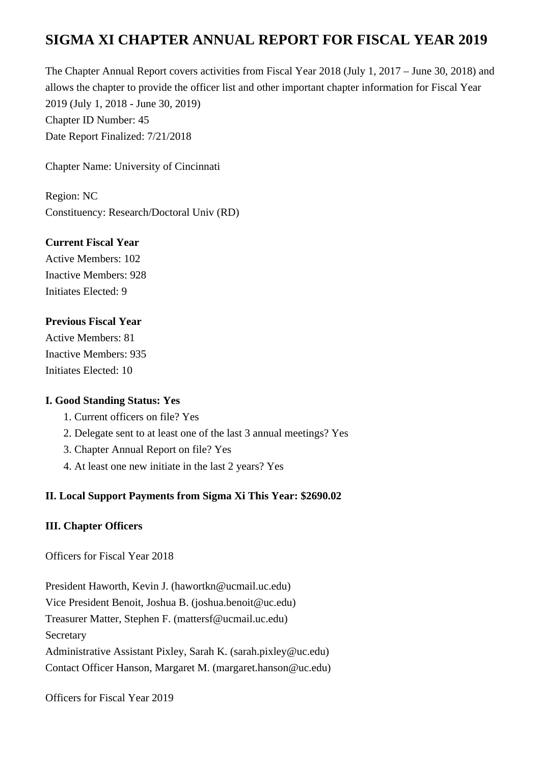# SIGMA XI CHAPTER ANNUAL REPORT FOR FISCAL YEAR 2019

The Chapter Annual Report covers activities from Fiscal Year 2018 (July 1, 2017 – June 30, 2018) and allows the chapter to provide the officer list and other important chapter information for Fiscal Year 2019 (July 1, 2018 - June 30, 2019)
Chapter ID Number: 45
Date Report Finalized: 7/21/2018

Chapter Name: University of Cincinnati

Region: NC
Constituency: Research/Doctoral Univ (RD)

**Current Fiscal Year**
Active Members: 102
Inactive Members: 928
Initiates Elected: 9

**Previous Fiscal Year**
Active Members: 81
Inactive Members: 935
Initiates Elected: 10

**I. Good Standing Status: Yes**

1. Current officers on file? Yes
2. Delegate sent to at least one of the last 3 annual meetings? Yes
3. Chapter Annual Report on file? Yes
4. At least one new initiate in the last 2 years? Yes

**II. Local Support Payments from Sigma Xi This Year: $2690.02**

**III. Chapter Officers**

Officers for Fiscal Year 2018

President Haworth, Kevin J. (hawortkn@ucmail.uc.edu)
Vice President Benoit, Joshua B. (joshua.benoit@uc.edu)
Treasurer Matter, Stephen F. (mattersf@ucmail.uc.edu)
Secretary
Administrative Assistant Pixley, Sarah K. (sarah.pixley@uc.edu)
Contact Officer Hanson, Margaret M. (margaret.hanson@uc.edu)

Officers for Fiscal Year 2019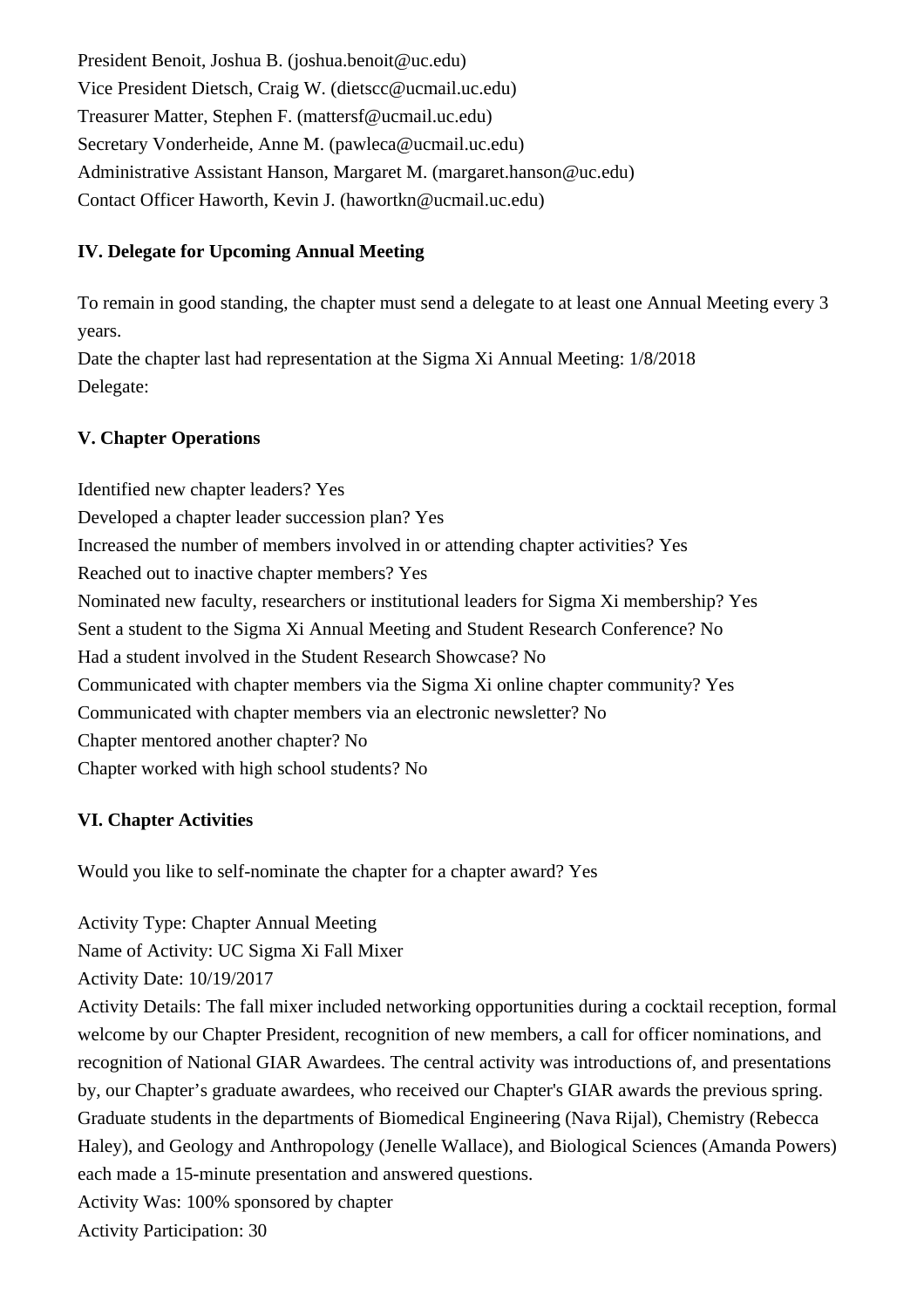President Benoit, Joshua B. (joshua.benoit@uc.edu)
Vice President Dietsch, Craig W. (dietscc@ucmail.uc.edu)
Treasurer Matter, Stephen F. (mattersf@ucmail.uc.edu)
Secretary Vonderheide, Anne M. (pawleca@ucmail.uc.edu)
Administrative Assistant Hanson, Margaret M. (margaret.hanson@uc.edu)
Contact Officer Haworth, Kevin J. (hawortkn@ucmail.uc.edu)

**IV. Delegate for Upcoming Annual Meeting**

To remain in good standing, the chapter must send a delegate to at least one Annual Meeting every 3 years.
Date the chapter last had representation at the Sigma Xi Annual Meeting: 1/8/2018
Delegate:

**V. Chapter Operations**

Identified new chapter leaders? Yes
Developed a chapter leader succession plan? Yes
Increased the number of members involved in or attending chapter activities? Yes
Reached out to inactive chapter members? Yes
Nominated new faculty, researchers or institutional leaders for Sigma Xi membership? Yes
Sent a student to the Sigma Xi Annual Meeting and Student Research Conference? No
Had a student involved in the Student Research Showcase? No
Communicated with chapter members via the Sigma Xi online chapter community? Yes
Communicated with chapter members via an electronic newsletter? No
Chapter mentored another chapter? No
Chapter worked with high school students? No

**VI. Chapter Activities**

Would you like to self-nominate the chapter for a chapter award? Yes

Activity Type: Chapter Annual Meeting
Name of Activity: UC Sigma Xi Fall Mixer
Activity Date: 10/19/2017
Activity Details: The fall mixer included networking opportunities during a cocktail reception, formal welcome by our Chapter President, recognition of new members, a call for officer nominations, and recognition of National GIAR Awardees. The central activity was introductions of, and presentations by, our Chapter's graduate awardees, who received our Chapter's GIAR awards the previous spring. Graduate students in the departments of Biomedical Engineering (Nava Rijal), Chemistry (Rebecca Haley), and Geology and Anthropology (Jenelle Wallace), and Biological Sciences (Amanda Powers) each made a 15-minute presentation and answered questions.
Activity Was: 100% sponsored by chapter
Activity Participation: 30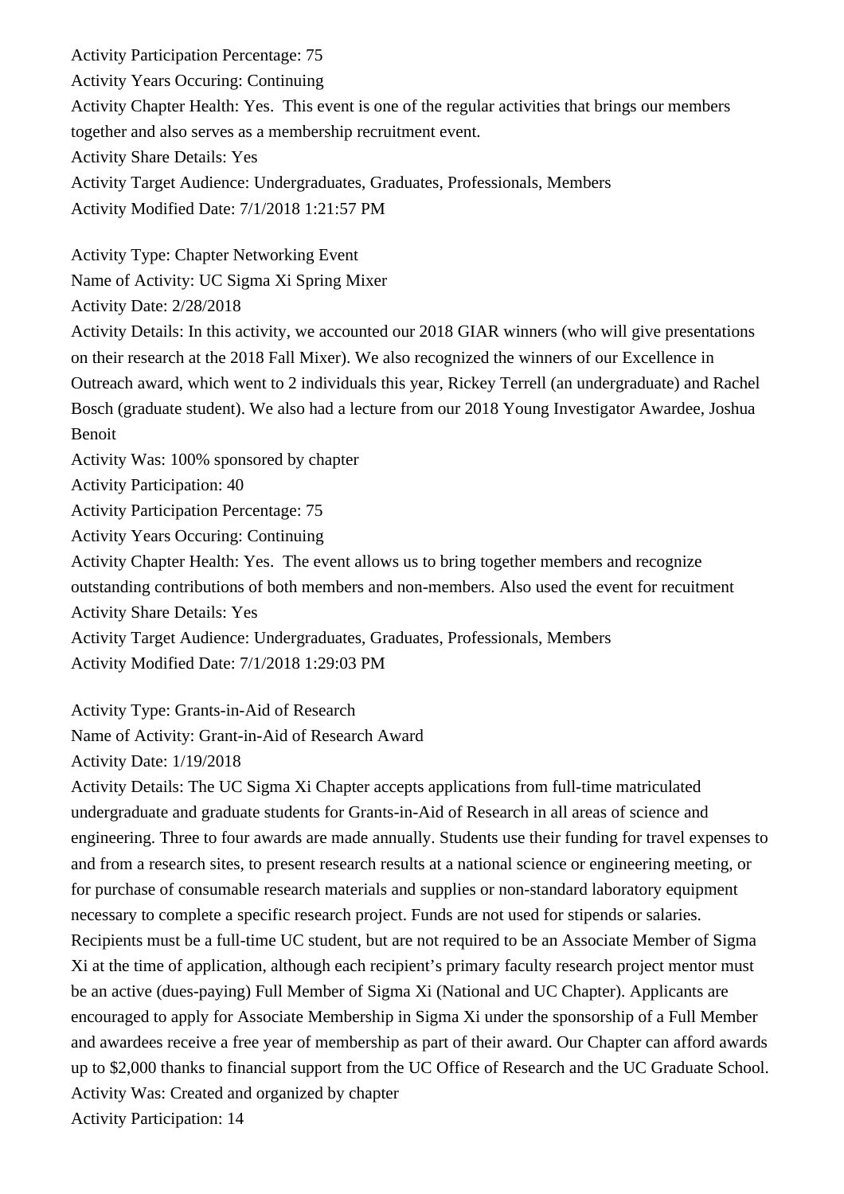Activity Participation Percentage: 75

Activity Years Occuring: Continuing

Activity Chapter Health: Yes.  This event is one of the regular activities that brings our members together and also serves as a membership recruitment event.

Activity Share Details: Yes

Activity Target Audience: Undergraduates, Graduates, Professionals, Members

Activity Modified Date: 7/1/2018 1:21:57 PM

Activity Type: Chapter Networking Event

Name of Activity: UC Sigma Xi Spring Mixer

Activity Date: 2/28/2018

Activity Details: In this activity, we accounted our 2018 GIAR winners (who will give presentations on their research at the 2018 Fall Mixer). We also recognized the winners of our Excellence in Outreach award, which went to 2 individuals this year, Rickey Terrell (an undergraduate) and Rachel Bosch (graduate student). We also had a lecture from our 2018 Young Investigator Awardee, Joshua Benoit

Activity Was: 100% sponsored by chapter

Activity Participation: 40

Activity Participation Percentage: 75

Activity Years Occuring: Continuing

Activity Chapter Health: Yes.  The event allows us to bring together members and recognize outstanding contributions of both members and non-members. Also used the event for recuitment

Activity Share Details: Yes

Activity Target Audience: Undergraduates, Graduates, Professionals, Members

Activity Modified Date: 7/1/2018 1:29:03 PM

Activity Type: Grants-in-Aid of Research

Name of Activity: Grant-in-Aid of Research Award

Activity Date: 1/19/2018

Activity Details: The UC Sigma Xi Chapter accepts applications from full-time matriculated undergraduate and graduate students for Grants-in-Aid of Research in all areas of science and engineering. Three to four awards are made annually. Students use their funding for travel expenses to and from a research sites, to present research results at a national science or engineering meeting, or for purchase of consumable research materials and supplies or non-standard laboratory equipment necessary to complete a specific research project. Funds are not used for stipends or salaries. Recipients must be a full-time UC student, but are not required to be an Associate Member of Sigma Xi at the time of application, although each recipient's primary faculty research project mentor must be an active (dues-paying) Full Member of Sigma Xi (National and UC Chapter). Applicants are encouraged to apply for Associate Membership in Sigma Xi under the sponsorship of a Full Member and awardees receive a free year of membership as part of their award. Our Chapter can afford awards up to $2,000 thanks to financial support from the UC Office of Research and the UC Graduate School.

Activity Was: Created and organized by chapter

Activity Participation: 14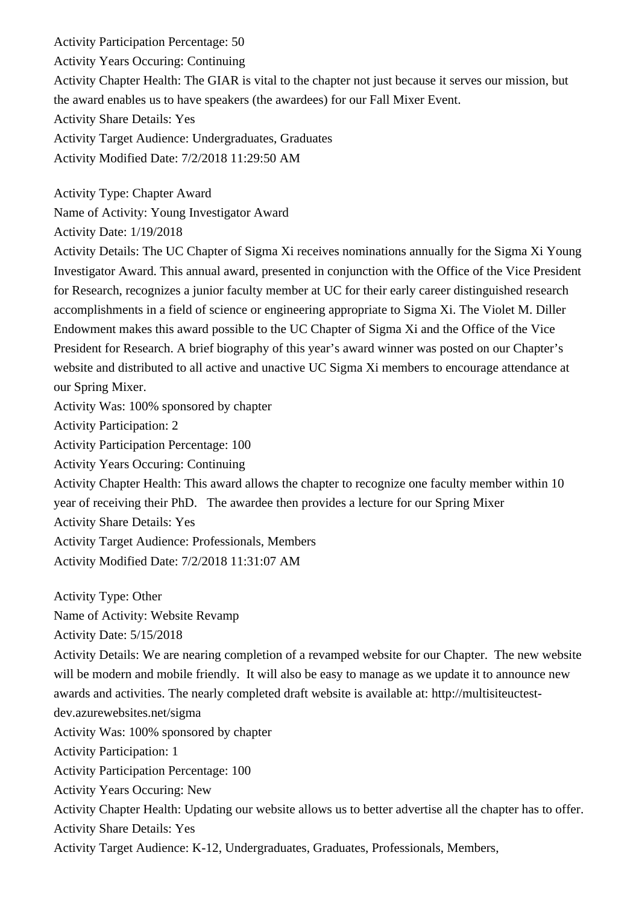Activity Participation Percentage: 50

Activity Years Occuring: Continuing

Activity Chapter Health: The GIAR is vital to the chapter not just because it serves our mission, but the award enables us to have speakers (the awardees) for our Fall Mixer Event.

Activity Share Details: Yes

Activity Target Audience: Undergraduates, Graduates

Activity Modified Date: 7/2/2018 11:29:50 AM

Activity Type: Chapter Award

Name of Activity: Young Investigator Award

Activity Date: 1/19/2018

Activity Details: The UC Chapter of Sigma Xi receives nominations annually for the Sigma Xi Young Investigator Award. This annual award, presented in conjunction with the Office of the Vice President for Research, recognizes a junior faculty member at UC for their early career distinguished research accomplishments in a field of science or engineering appropriate to Sigma Xi. The Violet M. Diller Endowment makes this award possible to the UC Chapter of Sigma Xi and the Office of the Vice President for Research. A brief biography of this year's award winner was posted on our Chapter's website and distributed to all active and unactive UC Sigma Xi members to encourage attendance at our Spring Mixer.

Activity Was: 100% sponsored by chapter

Activity Participation: 2

Activity Participation Percentage: 100

Activity Years Occuring: Continuing

Activity Chapter Health: This award allows the chapter to recognize one faculty member within 10 year of receiving their PhD. The awardee then provides a lecture for our Spring Mixer

Activity Share Details: Yes

Activity Target Audience: Professionals, Members

Activity Modified Date: 7/2/2018 11:31:07 AM

Activity Type: Other

Name of Activity: Website Revamp

Activity Date: 5/15/2018

Activity Details: We are nearing completion of a revamped website for our Chapter. The new website will be modern and mobile friendly. It will also be easy to manage as we update it to announce new awards and activities. The nearly completed draft website is available at: http://multisiteuctest-dev.azurewebsites.net/sigma

Activity Was: 100% sponsored by chapter

Activity Participation: 1

Activity Participation Percentage: 100

Activity Years Occuring: New

Activity Chapter Health: Updating our website allows us to better advertise all the chapter has to offer.

Activity Share Details: Yes

Activity Target Audience: K-12, Undergraduates, Graduates, Professionals, Members,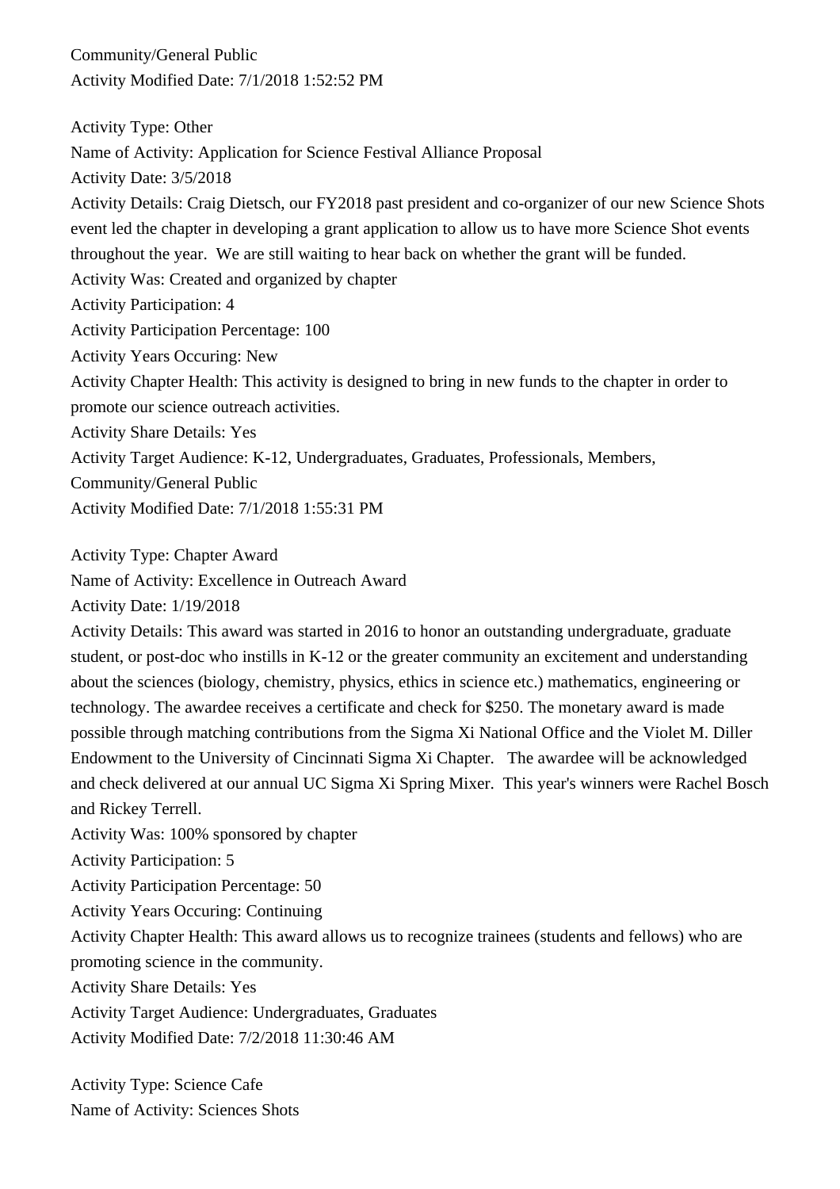Community/General Public
Activity Modified Date: 7/1/2018 1:52:52 PM

Activity Type: Other
Name of Activity: Application for Science Festival Alliance Proposal
Activity Date: 3/5/2018
Activity Details: Craig Dietsch, our FY2018 past president and co-organizer of our new Science Shots event led the chapter in developing a grant application to allow us to have more Science Shot events throughout the year. We are still waiting to hear back on whether the grant will be funded.
Activity Was: Created and organized by chapter
Activity Participation: 4
Activity Participation Percentage: 100
Activity Years Occuring: New
Activity Chapter Health: This activity is designed to bring in new funds to the chapter in order to promote our science outreach activities.
Activity Share Details: Yes
Activity Target Audience: K-12, Undergraduates, Graduates, Professionals, Members, Community/General Public
Activity Modified Date: 7/1/2018 1:55:31 PM

Activity Type: Chapter Award
Name of Activity: Excellence in Outreach Award
Activity Date: 1/19/2018
Activity Details: This award was started in 2016 to honor an outstanding undergraduate, graduate student, or post-doc who instills in K-12 or the greater community an excitement and understanding about the sciences (biology, chemistry, physics, ethics in science etc.) mathematics, engineering or technology. The awardee receives a certificate and check for $250. The monetary award is made possible through matching contributions from the Sigma Xi National Office and the Violet M. Diller Endowment to the University of Cincinnati Sigma Xi Chapter. The awardee will be acknowledged and check delivered at our annual UC Sigma Xi Spring Mixer. This year's winners were Rachel Bosch and Rickey Terrell.
Activity Was: 100% sponsored by chapter
Activity Participation: 5
Activity Participation Percentage: 50
Activity Years Occuring: Continuing
Activity Chapter Health: This award allows us to recognize trainees (students and fellows) who are promoting science in the community.
Activity Share Details: Yes
Activity Target Audience: Undergraduates, Graduates
Activity Modified Date: 7/2/2018 11:30:46 AM

Activity Type: Science Cafe
Name of Activity: Sciences Shots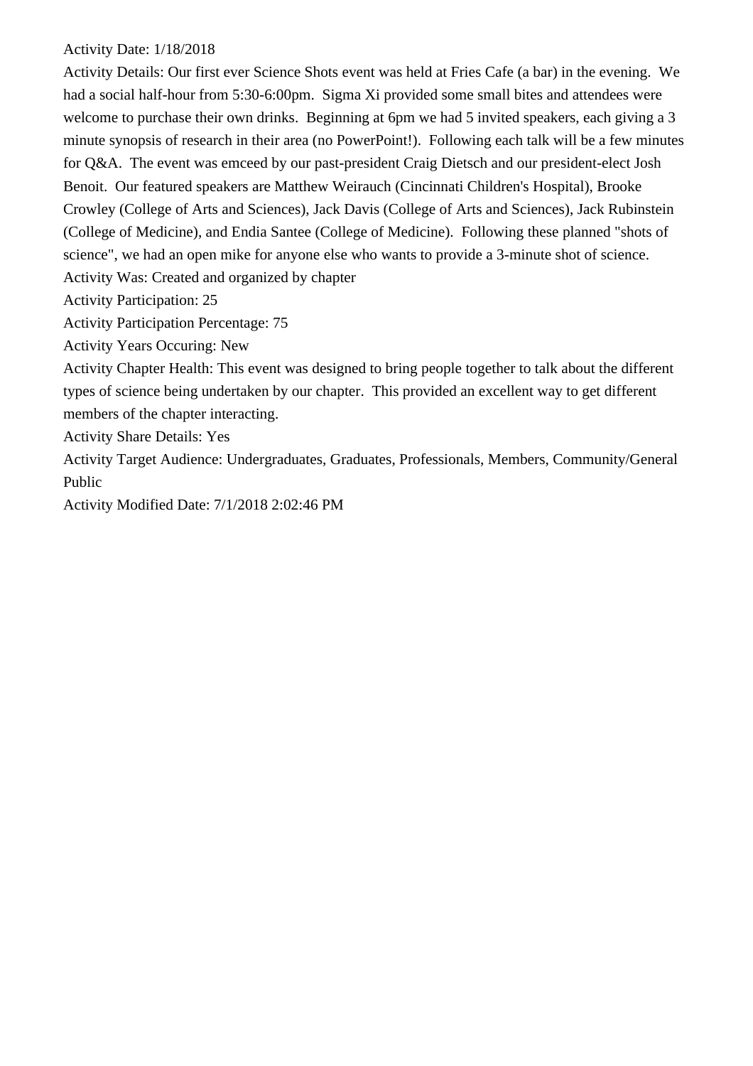Activity Date: 1/18/2018

Activity Details: Our first ever Science Shots event was held at Fries Cafe (a bar) in the evening. We had a social half-hour from 5:30-6:00pm. Sigma Xi provided some small bites and attendees were welcome to purchase their own drinks. Beginning at 6pm we had 5 invited speakers, each giving a 3 minute synopsis of research in their area (no PowerPoint!). Following each talk will be a few minutes for Q&A. The event was emceed by our past-president Craig Dietsch and our president-elect Josh Benoit. Our featured speakers are Matthew Weirauch (Cincinnati Children's Hospital), Brooke Crowley (College of Arts and Sciences), Jack Davis (College of Arts and Sciences), Jack Rubinstein (College of Medicine), and Endia Santee (College of Medicine). Following these planned "shots of science", we had an open mike for anyone else who wants to provide a 3-minute shot of science.

Activity Was: Created and organized by chapter

Activity Participation: 25

Activity Participation Percentage: 75

Activity Years Occuring: New

Activity Chapter Health: This event was designed to bring people together to talk about the different types of science being undertaken by our chapter. This provided an excellent way to get different members of the chapter interacting.

Activity Share Details: Yes

Activity Target Audience: Undergraduates, Graduates, Professionals, Members, Community/General Public

Activity Modified Date: 7/1/2018 2:02:46 PM